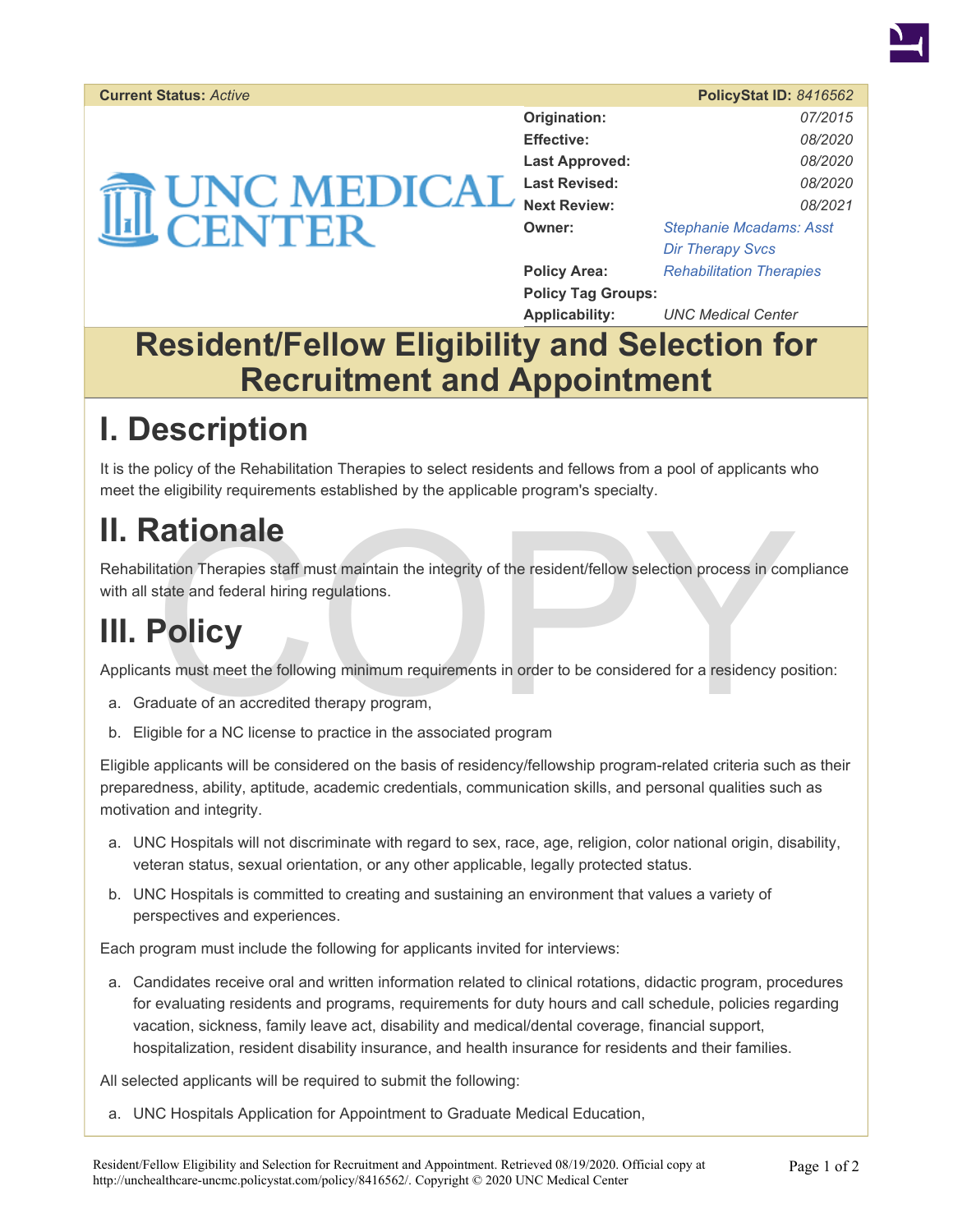| Current Status: *Active* | PolicyStat ID: *8416562* |
|---|---|
| Origination: | *07/2015* |
| Effective: | *08/2020* |
| Last Approved: | *08/2020* |
| Last Revised: | *08/2020* |
| Next Review: | *08/2021* |
| Owner: | *Stephanie Mcadams: Asst Dir Therapy Svcs* |
| Policy Area: | *Rehabilitation Therapies* |
| Policy Tag Groups: | |
| Applicability: | *UNC Medical Center* |

UNC MEDICAL CENTER

# Resident/Fellow Eligibility and Selection for Recruitment and Appointment

## I. Description

It is the policy of the Rehabilitation Therapies to select residents and fellows from a pool of applicants who meet the eligibility requirements established by the applicable program's specialty.

## II. Rationale

Rehabilitation Therapies staff must maintain the integrity of the resident/fellow selection process in compliance with all state and federal hiring regulations.

## III. Policy

Applicants must meet the following minimum requirements in order to be considered for a residency position:

a. Graduate of an accredited therapy program,

b. Eligible for a NC license to practice in the associated program

Eligible applicants will be considered on the basis of residency/fellowship program-related criteria such as their preparedness, ability, aptitude, academic credentials, communication skills, and personal qualities such as motivation and integrity.

a. UNC Hospitals will not discriminate with regard to sex, race, age, religion, color national origin, disability, veteran status, sexual orientation, or any other applicable, legally protected status.

b. UNC Hospitals is committed to creating and sustaining an environment that values a variety of perspectives and experiences.

Each program must include the following for applicants invited for interviews:

a. Candidates receive oral and written information related to clinical rotations, didactic program, procedures for evaluating residents and programs, requirements for duty hours and call schedule, policies regarding vacation, sickness, family leave act, disability and medical/dental coverage, financial support, hospitalization, resident disability insurance, and health insurance for residents and their families.

All selected applicants will be required to submit the following:

a. UNC Hospitals Application for Appointment to Graduate Medical Education,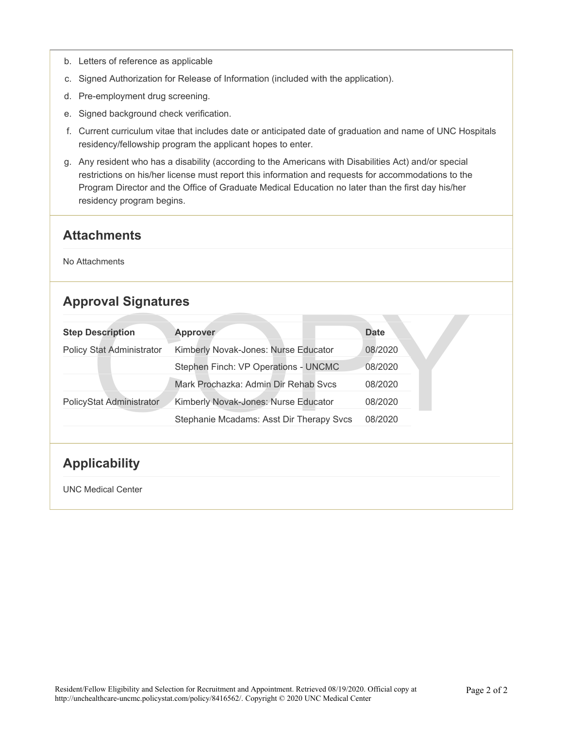b. Letters of reference as applicable
c. Signed Authorization for Release of Information (included with the application).
d. Pre-employment drug screening.
e. Signed background check verification.
f. Current curriculum vitae that includes date or anticipated date of graduation and name of UNC Hospitals residency/fellowship program the applicant hopes to enter.
g. Any resident who has a disability (according to the Americans with Disabilities Act) and/or special restrictions on his/her license must report this information and requests for accommodations to the Program Director and the Office of Graduate Medical Education no later than the first day his/her residency program begins.

## Attachments

No Attachments

## Approval Signatures

| Step Description | Approver | Date |
|---|---|---|
| Policy Stat Administrator | Kimberly Novak-Jones: Nurse Educator | 08/2020 |
| | Stephen Finch: VP Operations - UNCMC | 08/2020 |
| | Mark Prochazka: Admin Dir Rehab Svcs | 08/2020 |
| PolicyStat Administrator | Kimberly Novak-Jones: Nurse Educator | 08/2020 |
| | Stephanie Mcadams: Asst Dir Therapy Svcs | 08/2020 |

## Applicability

UNC Medical Center